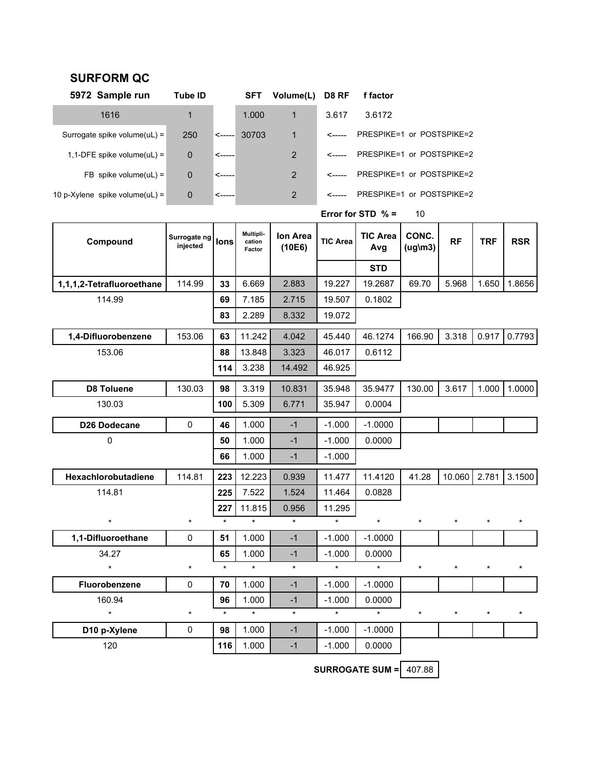## SURFORM QC

| 5972 Sample run | Tube ID | | SFT | Volume(L) | D8 RF | f factor |
|---|---|---|---|---|---|---|
| 1616 | 1 | | 1.000 | 1 | 3.617 | 3.6172 |
| Surrogate spike volume(uL) = | 250 | <----- | 30703 | 1 | <----- | PRESPIKE=1 or POSTSPIKE=2 |
| 1,1-DFE spike volume(uL) = | 0 | <----- | | 2 | <----- | PRESPIKE=1 or POSTSPIKE=2 |
| FB spike volume(uL) = | 0 | <----- | | 2 | <----- | PRESPIKE=1 or POSTSPIKE=2 |
| 10 p-Xylene spike volume(uL) = | 0 | <----- | | 2 | <----- | PRESPIKE=1 or POSTSPIKE=2 |

**Error for STD % =** 10

| Compound | Surrogate ng injected | Ions | Multiplication Factor | Ion Area (10E6) | TIC Area | TIC Area Avg | CONC. (ug\m3) | RF | TRF | RSR |
|---|---|---|---|---|---|---|---|---|---|---|
| | | | | | | STD | | | | |
| **1,1,1,2-Tetrafluoroethane** | 114.99 | **33** | 6.669 | 2.883 | 19.227 | 19.2687 | 69.70 | 5.968 | 1.650 | 1.8656 |
| 114.99 | | **69** | 7.185 | 2.715 | 19.507 | 0.1802 | | | | |
| | | **83** | 2.289 | 8.332 | 19.072 | | | | | |
| **1,4-Difluorobenzene** | 153.06 | **63** | 11.242 | 4.042 | 45.440 | 46.1274 | 166.90 | 3.318 | 0.917 | 0.7793 |
| 153.06 | | **88** | 13.848 | 3.323 | 46.017 | 0.6112 | | | | |
| | | **114** | 3.238 | 14.492 | 46.925 | | | | | |
| **D8 Toluene** | 130.03 | **98** | 3.319 | 10.831 | 35.948 | 35.9477 | 130.00 | 3.617 | 1.000 | 1.0000 |
| 130.03 | | **100** | 5.309 | 6.771 | 35.947 | 0.0004 | | | | |
| **D26 Dodecane** | 0 | **46** | 1.000 | -1 | -1.000 | -1.0000 | | | | |
| 0 | | **50** | 1.000 | -1 | -1.000 | 0.0000 | | | | |
| | | **66** | 1.000 | -1 | -1.000 | | | | | |
| **Hexachlorobutadiene** | 114.81 | **223** | 12.223 | 0.939 | 11.477 | 11.4120 | 41.28 | 10.060 | 2.781 | 3.1500 |
| 114.81 | | **225** | 7.522 | 1.524 | 11.464 | 0.0828 | | | | |
| | | **227** | 11.815 | 0.956 | 11.295 | | | | | |
| * | * | * | * | * | * | * | * | * | * | * |
| **1,1-Difluoroethane** | 0 | **51** | 1.000 | -1 | -1.000 | -1.0000 | | | | |
| 34.27 | | **65** | 1.000 | -1 | -1.000 | 0.0000 | | | | |
| * | * | * | * | * | * | * | * | * | * | * |
| **Fluorobenzene** | 0 | **70** | 1.000 | -1 | -1.000 | -1.0000 | | | | |
| 160.94 | | **96** | 1.000 | -1 | -1.000 | 0.0000 | | | | |
| * | * | * | * | * | * | * | * | * | * | * |
| **D10 p-Xylene** | 0 | **98** | 1.000 | -1 | -1.000 | -1.0000 | | | | |
| 120 | | **116** | 1.000 | -1 | -1.000 | 0.0000 | | | | |

**SURROGATE SUM =** 407.88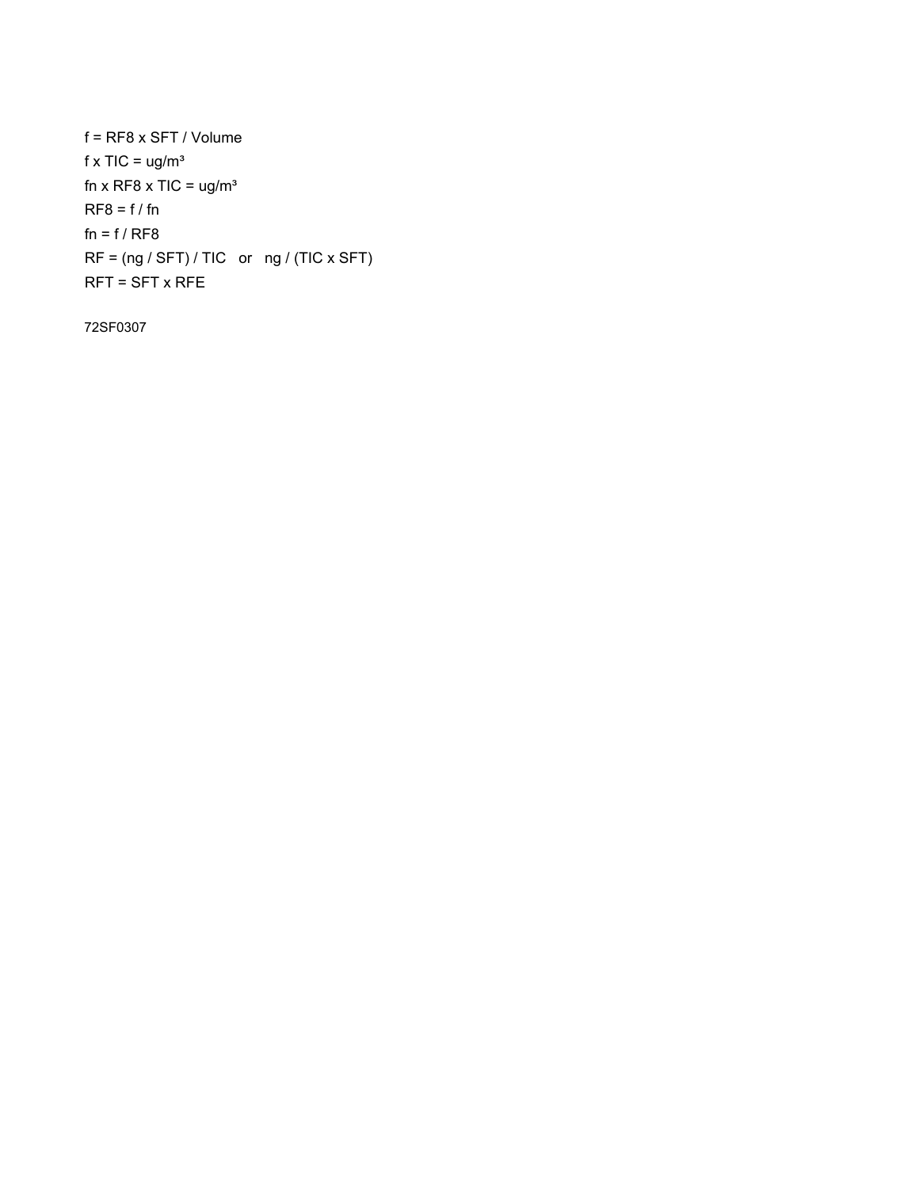$f = RF8 \times SFT / Volume$

$f \times TIC = ug/m^3$

$fn \times RF8 \times TIC = ug/m^3$

$RF8 = f / fn$

$fn = f / RF8$

$RF = (ng / SFT) / TIC$ or $ng / (TIC \times SFT)$

$RFT = SFT \times RFE$

72SF0307